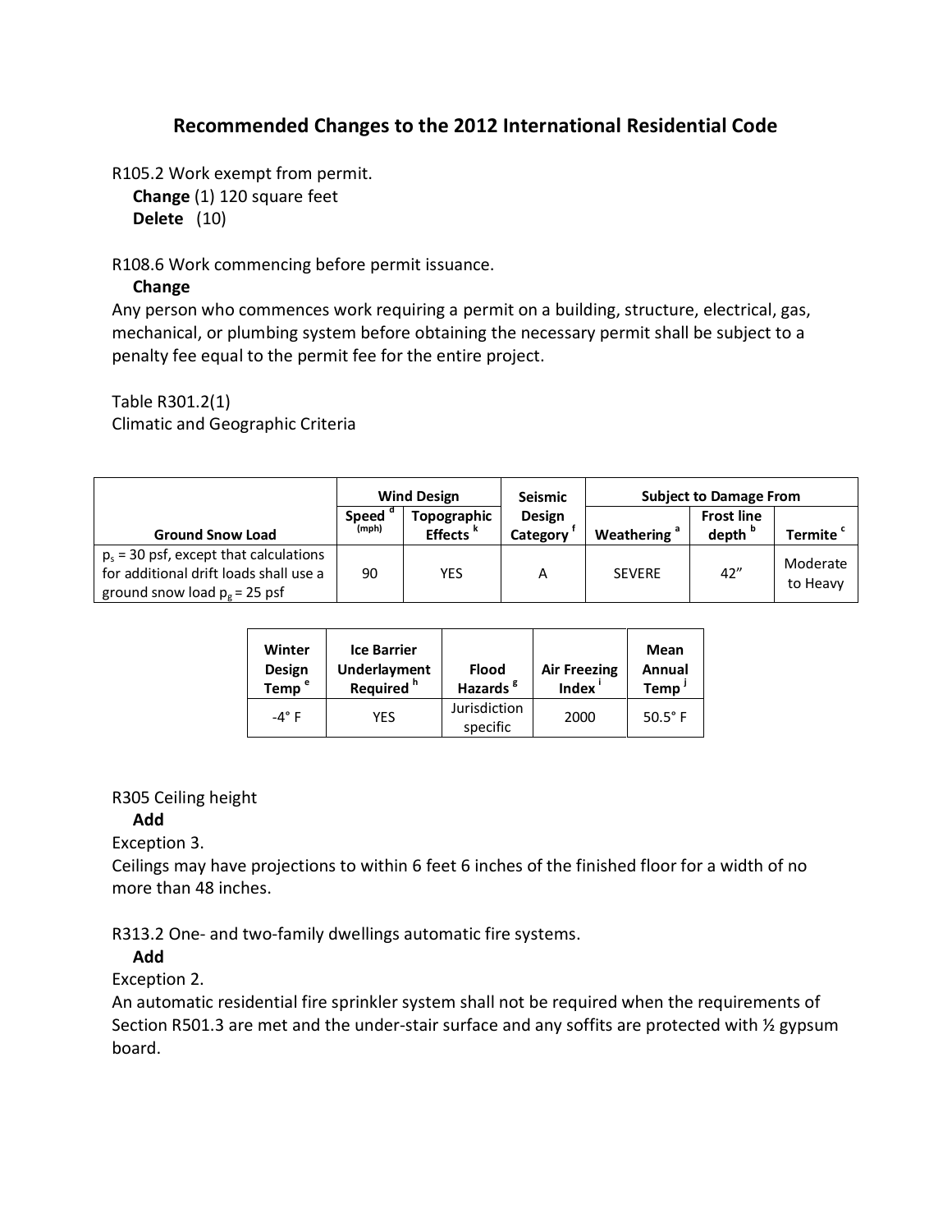## Recommended Changes to the 2012 International Residential Code

R105.2 Work exempt from permit.

**Change** (1) 120 square feet

**Delete** (10)

R108.6 Work commencing before permit issuance.

**Change**

Any person who commences work requiring a permit on a building, structure, electrical, gas, mechanical, or plumbing system before obtaining the necessary permit shall be subject to a penalty fee equal to the permit fee for the entire project.

Table R301.2(1)
Climatic and Geographic Criteria

| | Wind Design | | Seismic | Subject to Damage From | | |
|---|---|---|---|---|---|---|
| Ground Snow Load | Speed [d] (mph) | Topographic Effects [k] | Design Category [f] | Weathering [a] | Frost line depth [b] | Termite [c] |
| $p_s$ = 30 psf, except that calculations for additional drift loads shall use a ground snow load $p_g$ = 25 psf | 90 | YES | A | SEVERE | 42" | Moderate to Heavy |

| Winter Design Temp [e] | Ice Barrier Underlayment Required [h] | Flood Hazards [g] | Air Freezing Index [i] | Mean Annual Temp [j] |
|---|---|---|---|---|
| -4° F | YES | Jurisdiction specific | 2000 | 50.5° F |

R305 Ceiling height

**Add**

Exception 3.

Ceilings may have projections to within 6 feet 6 inches of the finished floor for a width of no more than 48 inches.

R313.2 One- and two-family dwellings automatic fire systems.

**Add**

Exception 2.

An automatic residential fire sprinkler system shall not be required when the requirements of Section R501.3 are met and the under-stair surface and any soffits are protected with ½ gypsum board.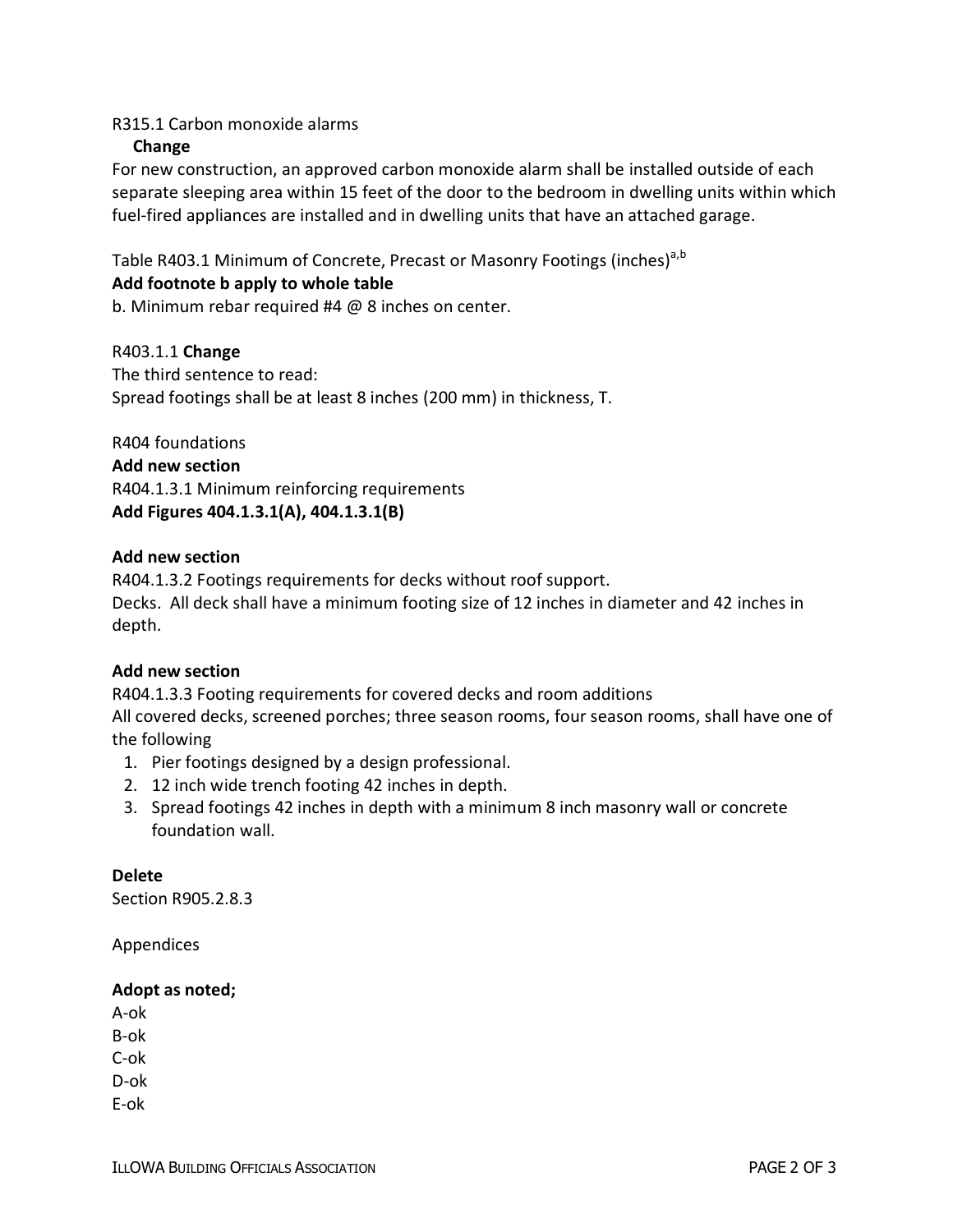R315.1 Carbon monoxide alarms

**Change**

For new construction, an approved carbon monoxide alarm shall be installed outside of each separate sleeping area within 15 feet of the door to the bedroom in dwelling units within which fuel-fired appliances are installed and in dwelling units that have an attached garage.

Table R403.1 Minimum of Concrete, Precast or Masonry Footings (inches)[a,b]

**Add footnote b apply to whole table**

b. Minimum rebar required #4 @ 8 inches on center.

R403.1.1 **Change**

The third sentence to read:

Spread footings shall be at least 8 inches (200 mm) in thickness, T.

R404 foundations

**Add new section**

R404.1.3.1 Minimum reinforcing requirements

**Add Figures 404.1.3.1(A), 404.1.3.1(B)**

**Add new section**

R404.1.3.2 Footings requirements for decks without roof support.

Decks. All deck shall have a minimum footing size of 12 inches in diameter and 42 inches in depth.

**Add new section**

R404.1.3.3 Footing requirements for covered decks and room additions

All covered decks, screened porches; three season rooms, four season rooms, shall have one of the following

1. Pier footings designed by a design professional.
2. 12 inch wide trench footing 42 inches in depth.
3. Spread footings 42 inches in depth with a minimum 8 inch masonry wall or concrete foundation wall.

**Delete**

Section R905.2.8.3

Appendices

**Adopt as noted;**

A-ok

B-ok

C-ok

D-ok

E-ok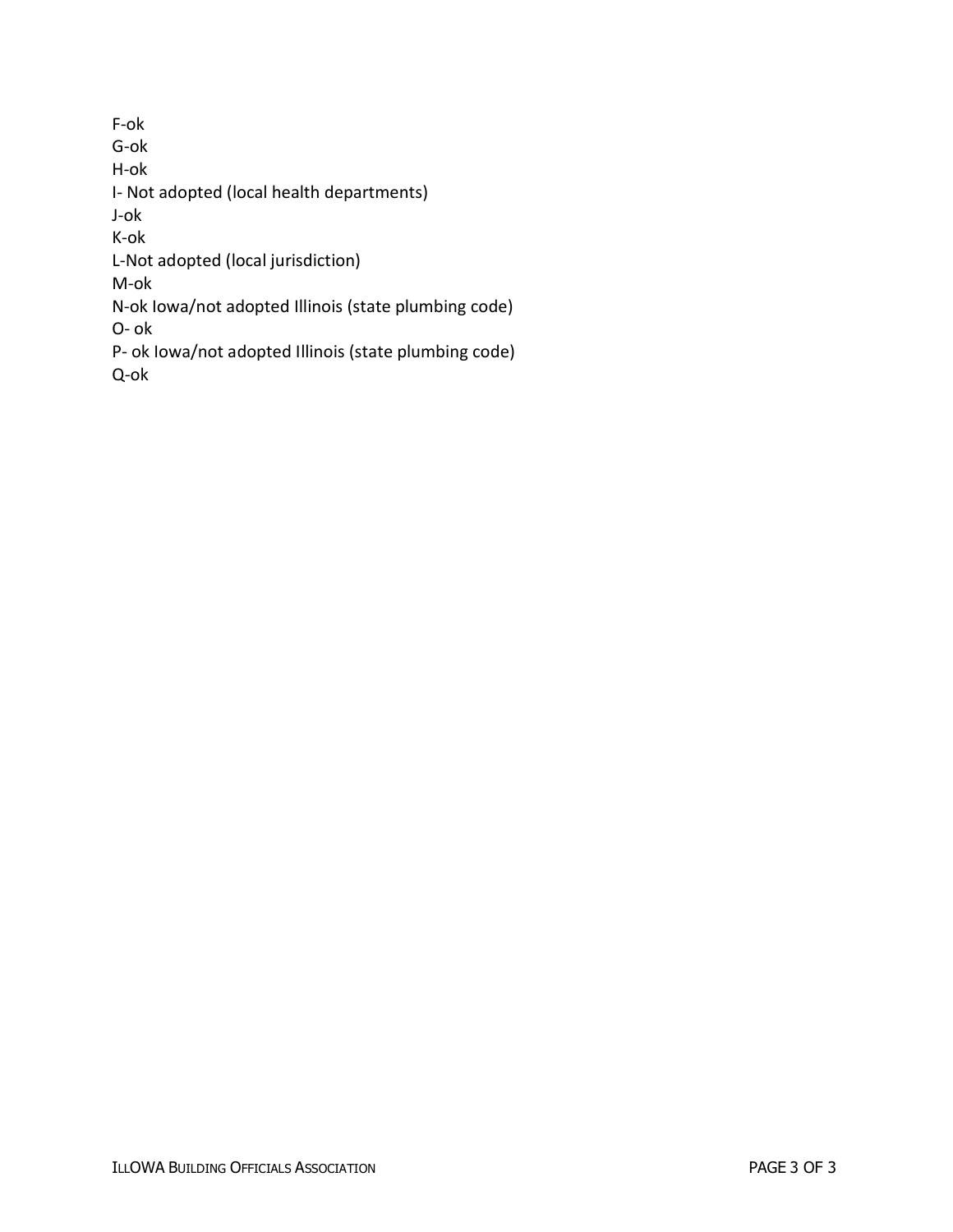F-ok
G-ok
H-ok
I- Not adopted (local health departments)
J-ok
K-ok
L-Not adopted (local jurisdiction)
M-ok
N-ok Iowa/not adopted Illinois (state plumbing code)
O- ok
P- ok Iowa/not adopted Illinois (state plumbing code)
Q-ok